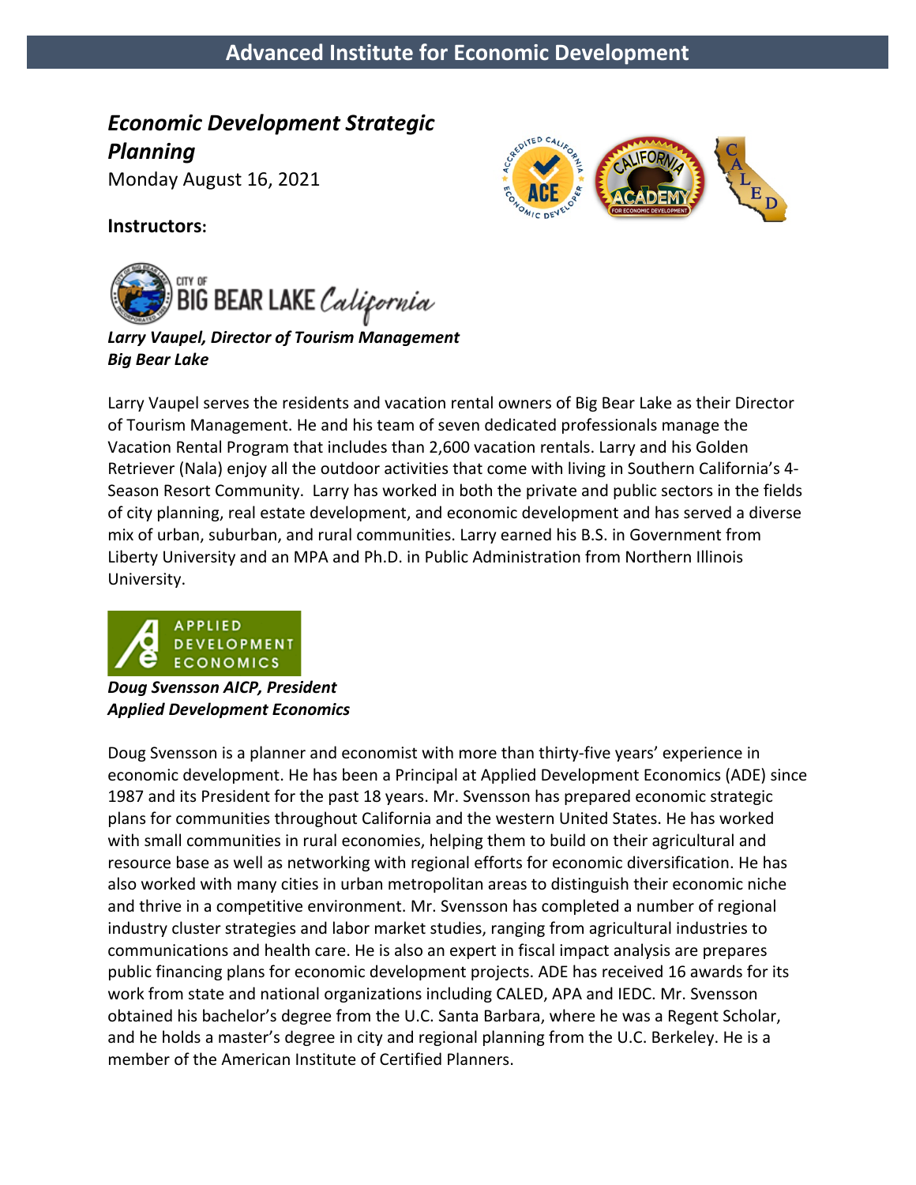# Advanced Institute for Economic Development

## *Economic Development Strategic Planning*

Monday August 16, 2021

**Instructors:**

CITY OF BIG BEAR LAKE California

***Larry Vaupel, Director of Tourism Management***
***Big Bear Lake***

Larry Vaupel serves the residents and vacation rental owners of Big Bear Lake as their Director of Tourism Management. He and his team of seven dedicated professionals manage the Vacation Rental Program that includes than 2,600 vacation rentals. Larry and his Golden Retriever (Nala) enjoy all the outdoor activities that come with living in Southern California's 4-Season Resort Community. Larry has worked in both the private and public sectors in the fields of city planning, real estate development, and economic development and has served a diverse mix of urban, suburban, and rural communities. Larry earned his B.S. in Government from Liberty University and an MPA and Ph.D. in Public Administration from Northern Illinois University.

APPLIED DEVELOPMENT ECONOMICS

***Doug Svensson AICP, President***
***Applied Development Economics***

Doug Svensson is a planner and economist with more than thirty-five years' experience in economic development. He has been a Principal at Applied Development Economics (ADE) since 1987 and its President for the past 18 years. Mr. Svensson has prepared economic strategic plans for communities throughout California and the western United States. He has worked with small communities in rural economies, helping them to build on their agricultural and resource base as well as networking with regional efforts for economic diversification. He has also worked with many cities in urban metropolitan areas to distinguish their economic niche and thrive in a competitive environment. Mr. Svensson has completed a number of regional industry cluster strategies and labor market studies, ranging from agricultural industries to communications and health care. He is also an expert in fiscal impact analysis are prepares public financing plans for economic development projects. ADE has received 16 awards for its work from state and national organizations including CALED, APA and IEDC. Mr. Svensson obtained his bachelor's degree from the U.C. Santa Barbara, where he was a Regent Scholar, and he holds a master's degree in city and regional planning from the U.C. Berkeley. He is a member of the American Institute of Certified Planners.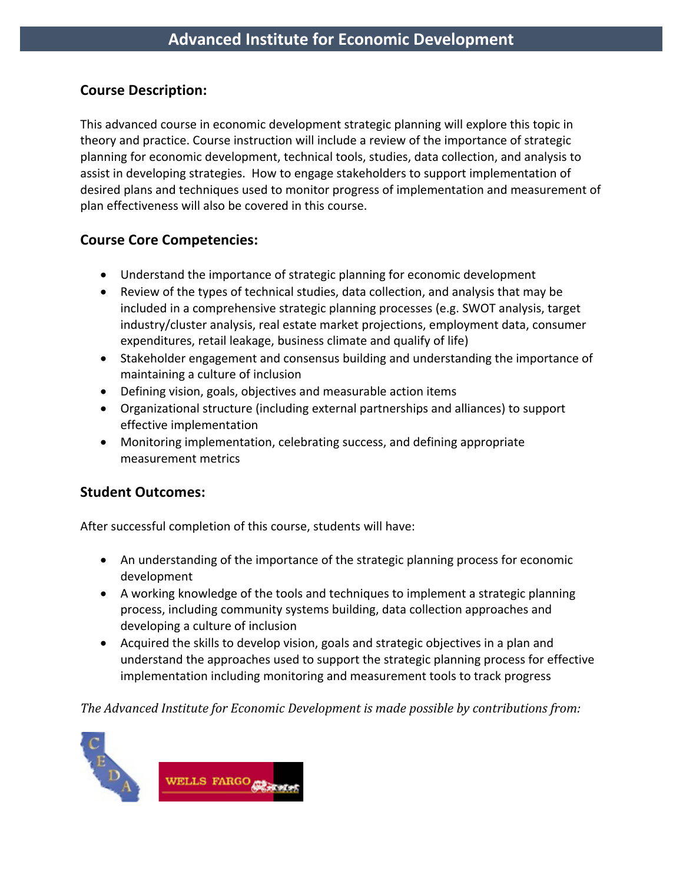# Advanced Institute for Economic Development

## Course Description:

This advanced course in economic development strategic planning will explore this topic in theory and practice. Course instruction will include a review of the importance of strategic planning for economic development, technical tools, studies, data collection, and analysis to assist in developing strategies. How to engage stakeholders to support implementation of desired plans and techniques used to monitor progress of implementation and measurement of plan effectiveness will also be covered in this course.

## Course Core Competencies:

- Understand the importance of strategic planning for economic development
- Review of the types of technical studies, data collection, and analysis that may be included in a comprehensive strategic planning processes (e.g. SWOT analysis, target industry/cluster analysis, real estate market projections, employment data, consumer expenditures, retail leakage, business climate and qualify of life)
- Stakeholder engagement and consensus building and understanding the importance of maintaining a culture of inclusion
- Defining vision, goals, objectives and measurable action items
- Organizational structure (including external partnerships and alliances) to support effective implementation
- Monitoring implementation, celebrating success, and defining appropriate measurement metrics

## Student Outcomes:

After successful completion of this course, students will have:

- An understanding of the importance of the strategic planning process for economic development
- A working knowledge of the tools and techniques to implement a strategic planning process, including community systems building, data collection approaches and developing a culture of inclusion
- Acquired the skills to develop vision, goals and strategic objectives in a plan and understand the approaches used to support the strategic planning process for effective implementation including monitoring and measurement tools to track progress

*The Advanced Institute for Economic Development is made possible by contributions from:*

CEDA

WELLS FARGO